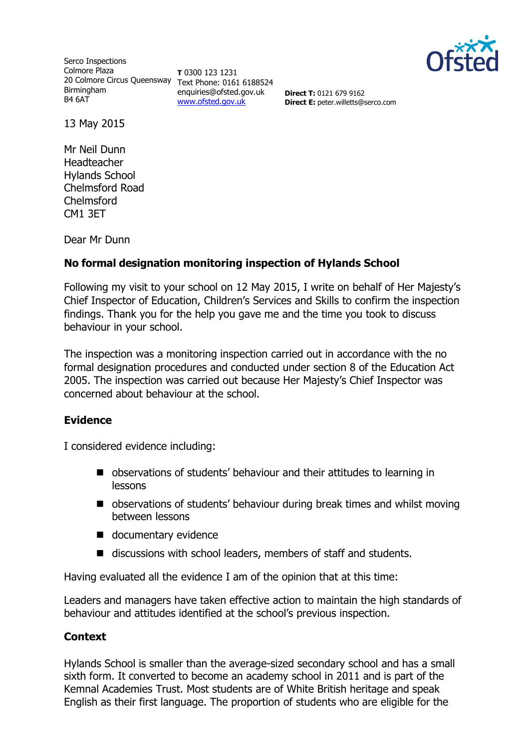Serco Inspections
Colmore Plaza
20 Colmore Circus Queensway
Birmingham
B4 6AT

**T** 0300 123 1231
Text Phone: 0161 6188524
enquiries@ofsted.gov.uk
www.ofsted.gov.uk

**Direct T:** 0121 679 9162
**Direct E:** peter.willetts@serco.com

13 May 2015

Mr Neil Dunn
Headteacher
Hylands School
Chelmsford Road
Chelmsford
CM1 3ET

Dear Mr Dunn

**No formal designation monitoring inspection of Hylands School**

Following my visit to your school on 12 May 2015, I write on behalf of Her Majesty's Chief Inspector of Education, Children's Services and Skills to confirm the inspection findings. Thank you for the help you gave me and the time you took to discuss behaviour in your school.

The inspection was a monitoring inspection carried out in accordance with the no formal designation procedures and conducted under section 8 of the Education Act 2005. The inspection was carried out because Her Majesty's Chief Inspector was concerned about behaviour at the school.

## Evidence

I considered evidence including:

- observations of students' behaviour and their attitudes to learning in lessons
- observations of students' behaviour during break times and whilst moving between lessons
- documentary evidence
- discussions with school leaders, members of staff and students.

Having evaluated all the evidence I am of the opinion that at this time:

Leaders and managers have taken effective action to maintain the high standards of behaviour and attitudes identified at the school's previous inspection.

## Context

Hylands School is smaller than the average-sized secondary school and has a small sixth form. It converted to become an academy school in 2011 and is part of the Kemnal Academies Trust. Most students are of White British heritage and speak English as their first language. The proportion of students who are eligible for the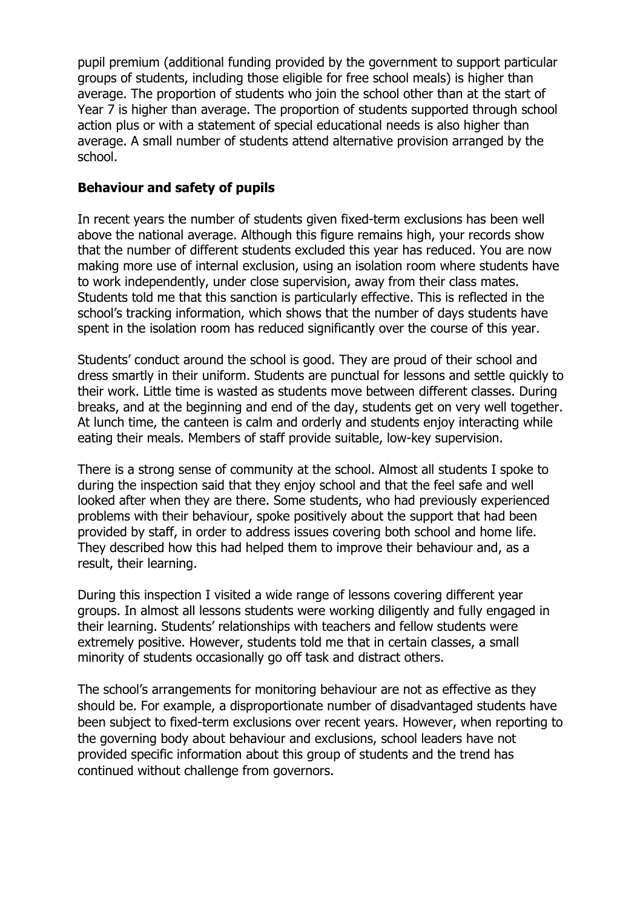pupil premium (additional funding provided by the government to support particular groups of students, including those eligible for free school meals) is higher than average. The proportion of students who join the school other than at the start of Year 7 is higher than average. The proportion of students supported through school action plus or with a statement of special educational needs is also higher than average. A small number of students attend alternative provision arranged by the school.

**Behaviour and safety of pupils**

In recent years the number of students given fixed-term exclusions has been well above the national average. Although this figure remains high, your records show that the number of different students excluded this year has reduced. You are now making more use of internal exclusion, using an isolation room where students have to work independently, under close supervision, away from their class mates. Students told me that this sanction is particularly effective. This is reflected in the school's tracking information, which shows that the number of days students have spent in the isolation room has reduced significantly over the course of this year.

Students' conduct around the school is good. They are proud of their school and dress smartly in their uniform. Students are punctual for lessons and settle quickly to their work. Little time is wasted as students move between different classes. During breaks, and at the beginning and end of the day, students get on very well together. At lunch time, the canteen is calm and orderly and students enjoy interacting while eating their meals. Members of staff provide suitable, low-key supervision.

There is a strong sense of community at the school. Almost all students I spoke to during the inspection said that they enjoy school and that the feel safe and well looked after when they are there. Some students, who had previously experienced problems with their behaviour, spoke positively about the support that had been provided by staff, in order to address issues covering both school and home life. They described how this had helped them to improve their behaviour and, as a result, their learning.

During this inspection I visited a wide range of lessons covering different year groups. In almost all lessons students were working diligently and fully engaged in their learning. Students' relationships with teachers and fellow students were extremely positive. However, students told me that in certain classes, a small minority of students occasionally go off task and distract others.

The school's arrangements for monitoring behaviour are not as effective as they should be. For example, a disproportionate number of disadvantaged students have been subject to fixed-term exclusions over recent years. However, when reporting to the governing body about behaviour and exclusions, school leaders have not provided specific information about this group of students and the trend has continued without challenge from governors.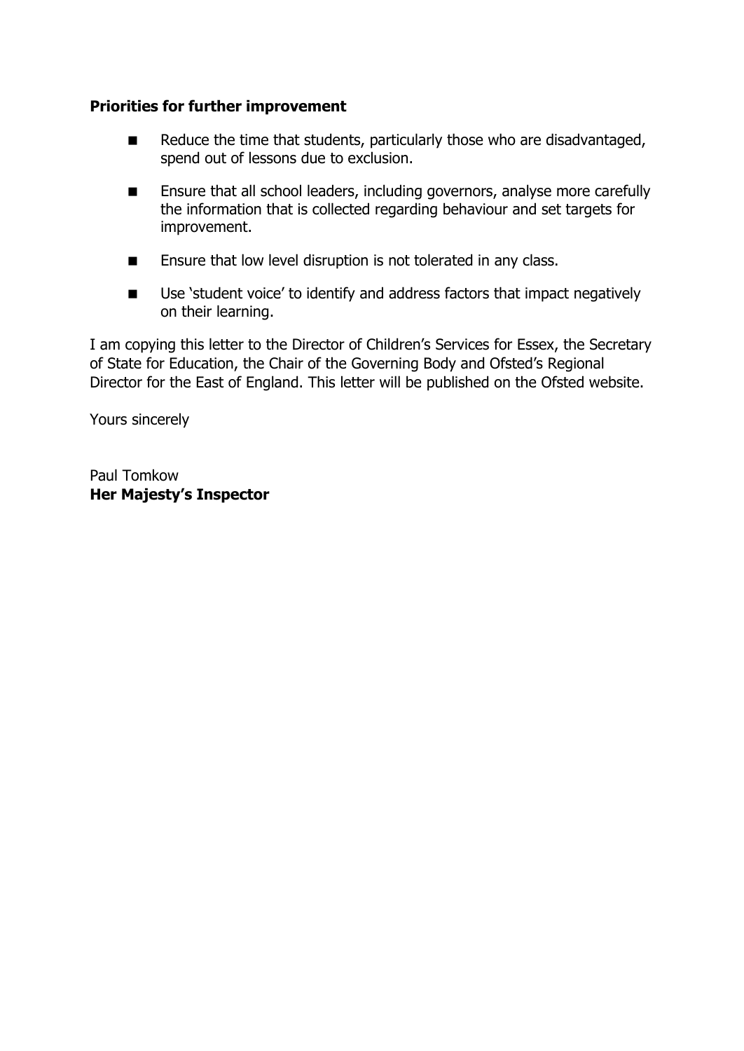**Priorities for further improvement**

- Reduce the time that students, particularly those who are disadvantaged, spend out of lessons due to exclusion.
- Ensure that all school leaders, including governors, analyse more carefully the information that is collected regarding behaviour and set targets for improvement.
- Ensure that low level disruption is not tolerated in any class.
- Use 'student voice' to identify and address factors that impact negatively on their learning.

I am copying this letter to the Director of Children's Services for Essex, the Secretary of State for Education, the Chair of the Governing Body and Ofsted's Regional Director for the East of England. This letter will be published on the Ofsted website.

Yours sincerely

Paul Tomkow
**Her Majesty's Inspector**